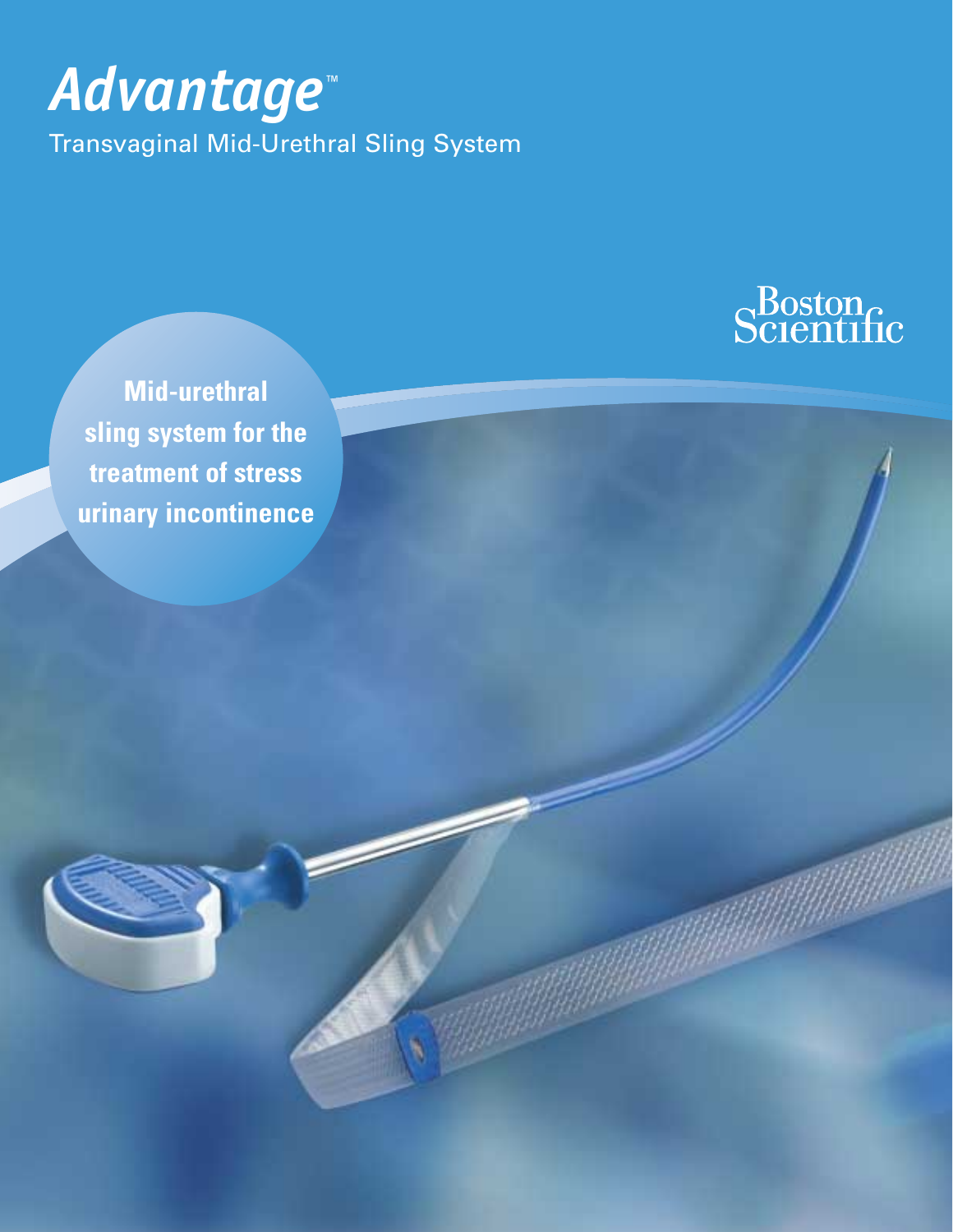# *Advantage*™

Transvaginal Mid-Urethral Sling System

Boston Scientific

**Mid-urethral sling system for the treatment of stress urinary incontinence**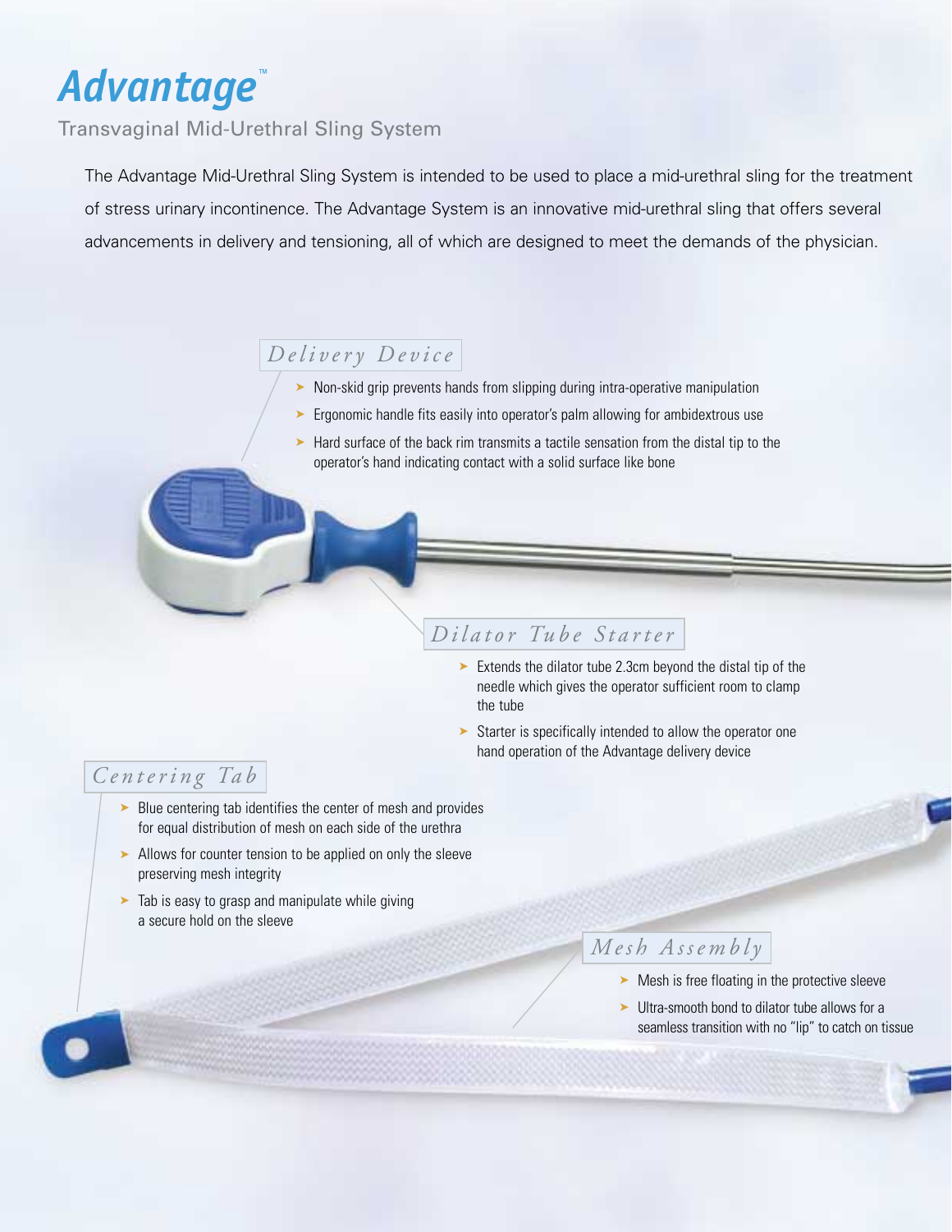# Advantage™

Transvaginal Mid-Urethral Sling System

The Advantage Mid-Urethral Sling System is intended to be used to place a mid-urethral sling for the treatment of stress urinary incontinence. The Advantage System is an innovative mid-urethral sling that offers several advancements in delivery and tensioning, all of which are designed to meet the demands of the physician.

## *Delivery Device*

- Non-skid grip prevents hands from slipping during intra-operative manipulation
- Ergonomic handle fits easily into operator's palm allowing for ambidextrous use
- Hard surface of the back rim transmits a tactile sensation from the distal tip to the operator's hand indicating contact with a solid surface like bone

## *Dilator Tube Starter*

- Extends the dilator tube 2.3cm beyond the distal tip of the needle which gives the operator sufficient room to clamp the tube
- Starter is specifically intended to allow the operator one hand operation of the Advantage delivery device

## *Centering Tab*

- Blue centering tab identifies the center of mesh and provides for equal distribution of mesh on each side of the urethra
- Allows for counter tension to be applied on only the sleeve preserving mesh integrity
- Tab is easy to grasp and manipulate while giving a secure hold on the sleeve

## *Mesh Assembly*

- Mesh is free floating in the protective sleeve
- Ultra-smooth bond to dilator tube allows for a seamless transition with no "lip" to catch on tissue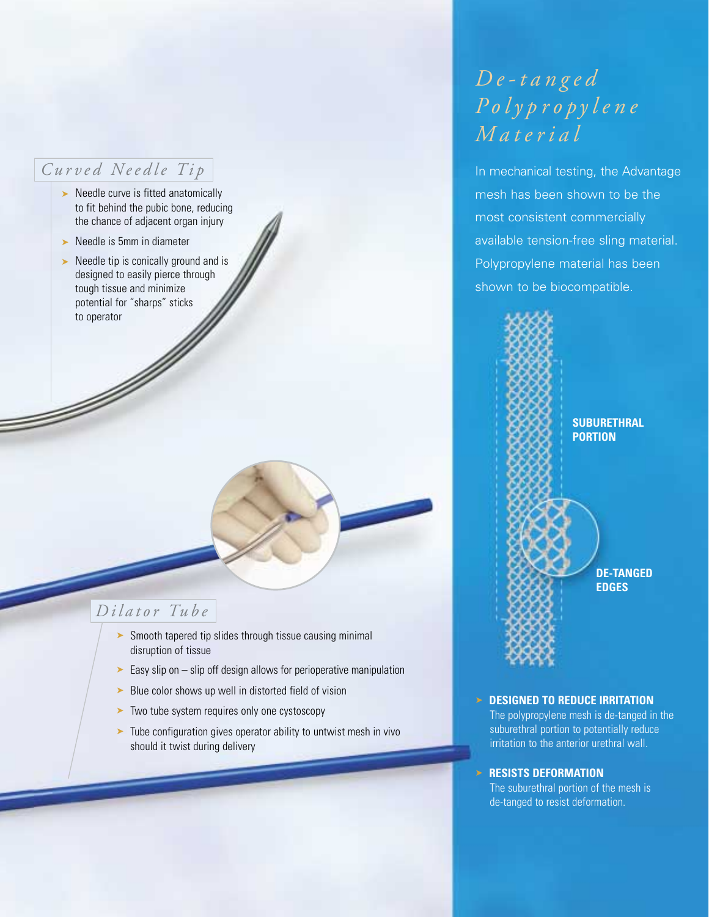## Curved Needle Tip

- Needle curve is fitted anatomically to fit behind the pubic bone, reducing the chance of adjacent organ injury
- Needle is 5mm in diameter
- Needle tip is conically ground and is designed to easily pierce through tough tissue and minimize potential for "sharps" sticks to operator

## Dilator Tube

- Smooth tapered tip slides through tissue causing minimal disruption of tissue
- Easy slip on – slip off design allows for perioperative manipulation
- Blue color shows up well in distorted field of vision
- Two tube system requires only one cystoscopy
- Tube configuration gives operator ability to untwist mesh in vivo should it twist during delivery

## De-tanged Polypropylene Material

In mechanical testing, the Advantage mesh has been shown to be the most consistent commercially available tension-free sling material. Polypropylene material has been shown to be biocompatible.

**SUBURETHRAL PORTION**

**DE-TANGED EDGES**

- **DESIGNED TO REDUCE IRRITATION**
  The polypropylene mesh is de-tanged in the suburethral portion to potentially reduce irritation to the anterior urethral wall.
- **RESISTS DEFORMATION**
  The suburethral portion of the mesh is de-tanged to resist deformation.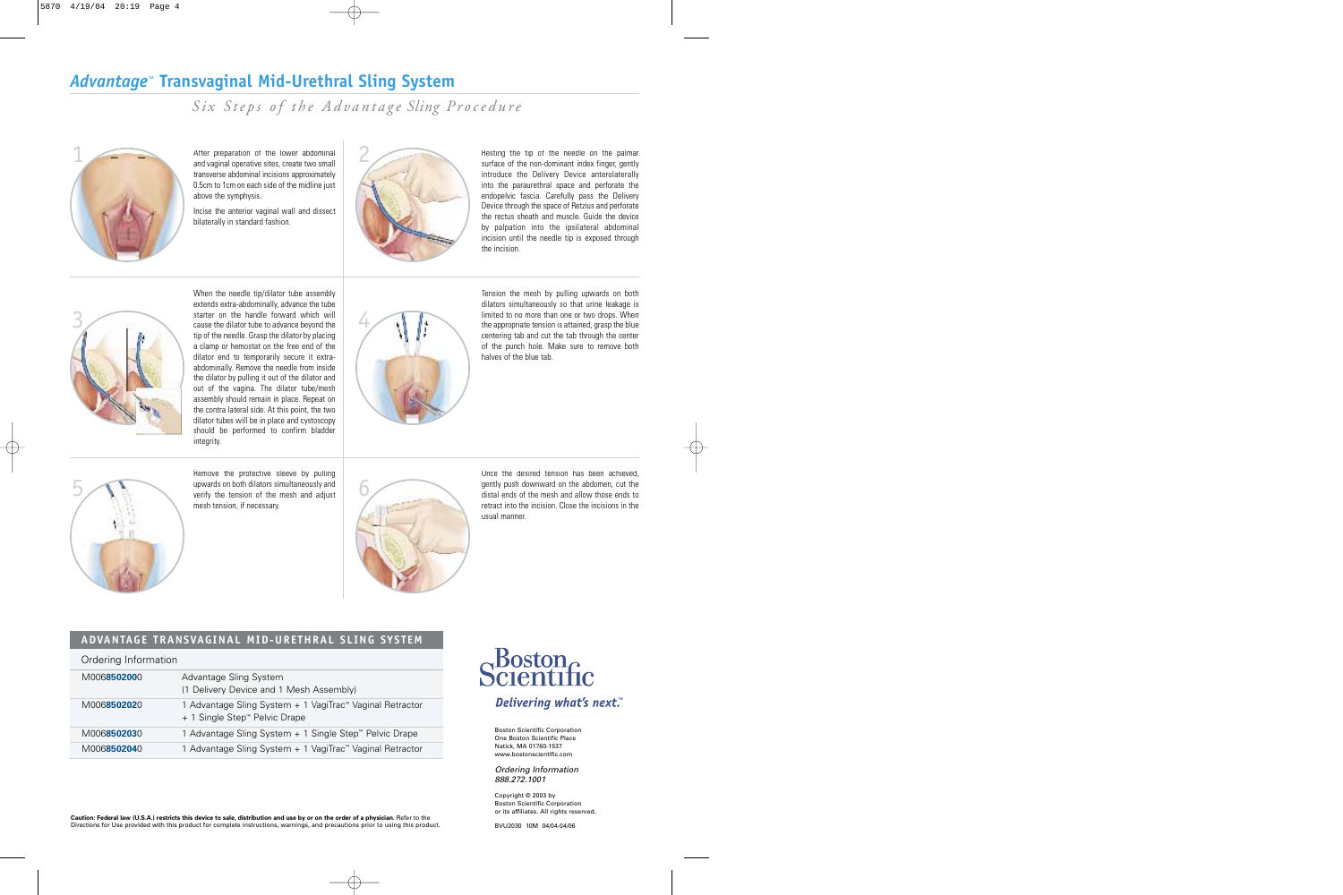# *Advantage*™ Transvaginal Mid-Urethral Sling System

*Six Steps of the Advantage Sling Procedure*

1

After preparation of the lower abdominal and vaginal operative sites, create two small transverse abdominal incisions approximately 0.5cm to 1cm on each side of the midline just above the symphysis.

Incise the anterior vaginal wall and dissect bilaterally in standard fashion.

2

Resting the tip of the needle on the palmar surface of the non-dominant index finger, gently introduce the Delivery Device anterolaterally into the paraurethral space and perforate the endopelvic fascia. Carefully pass the Delivery Device through the space of Retzius and perforate the rectus sheath and muscle. Guide the device by palpation into the ipsilateral abdominal incision until the needle tip is exposed through the incision.

3

When the needle tip/dilator tube assembly extends extra-abdominally, advance the tube starter on the handle forward which will cause the dilator tube to advance beyond the tip of the needle. Grasp the dilator by placing a clamp or hemostat on the free end of the dilator end to temporarily secure it extra-abdominally. Remove the needle from inside the dilator by pulling it out of the dilator and out of the vagina. The dilator tube/mesh assembly should remain in place. Repeat on the contra lateral side. At this point, the two dilator tubes will be in place and cystoscopy should be performed to confirm bladder integrity.

4

Tension the mesh by pulling upwards on both dilators simultaneously so that urine leakage is limited to no more than one or two drops. When the appropriate tension is attained, grasp the blue centering tab and cut the tab through the center of the punch hole. Make sure to remove both halves of the blue tab.

5

Remove the protective sleeve by pulling upwards on both dilators simultaneously and verify the tension of the mesh and adjust mesh tension, if necessary.

6

Once the desired tension has been achieved, gently push downward on the abdomen, cut the distal ends of the mesh and allow those ends to retract into the incision. Close the incisions in the usual manner.

## ADVANTAGE TRANSVAGINAL MID-URETHRAL SLING SYSTEM

| Ordering Information | |
|---|---|
| M0068502000 | Advantage Sling System (1 Delivery Device and 1 Mesh Assembly) |
| M0068502020 | 1 Advantage Sling System + 1 VagiTrac™ Vaginal Retractor + 1 Single Step™ Pelvic Drape |
| M0068502030 | 1 Advantage Sling System + 1 Single Step™ Pelvic Drape |
| M0068502040 | 1 Advantage Sling System + 1 VagiTrac™ Vaginal Retractor |

**Caution: Federal law (U.S.A.) restricts this device to sale, distribution and use by or on the order of a physician.** Refer to the Directions for Use provided with this product for complete instructions, warnings, and precautions prior to using this product.

Boston Scientific

*Delivering what's next.*™

Boston Scientific Corporation
One Boston Scientific Place
Natick, MA 01760-1537
www.bostonscientific.com

*Ordering Information*
*888.272.1001*

Copyright © 2003 by
Boston Scientific Corporation
or its affiliates. All rights reserved.

BVU2030 10M 04/04-04/06